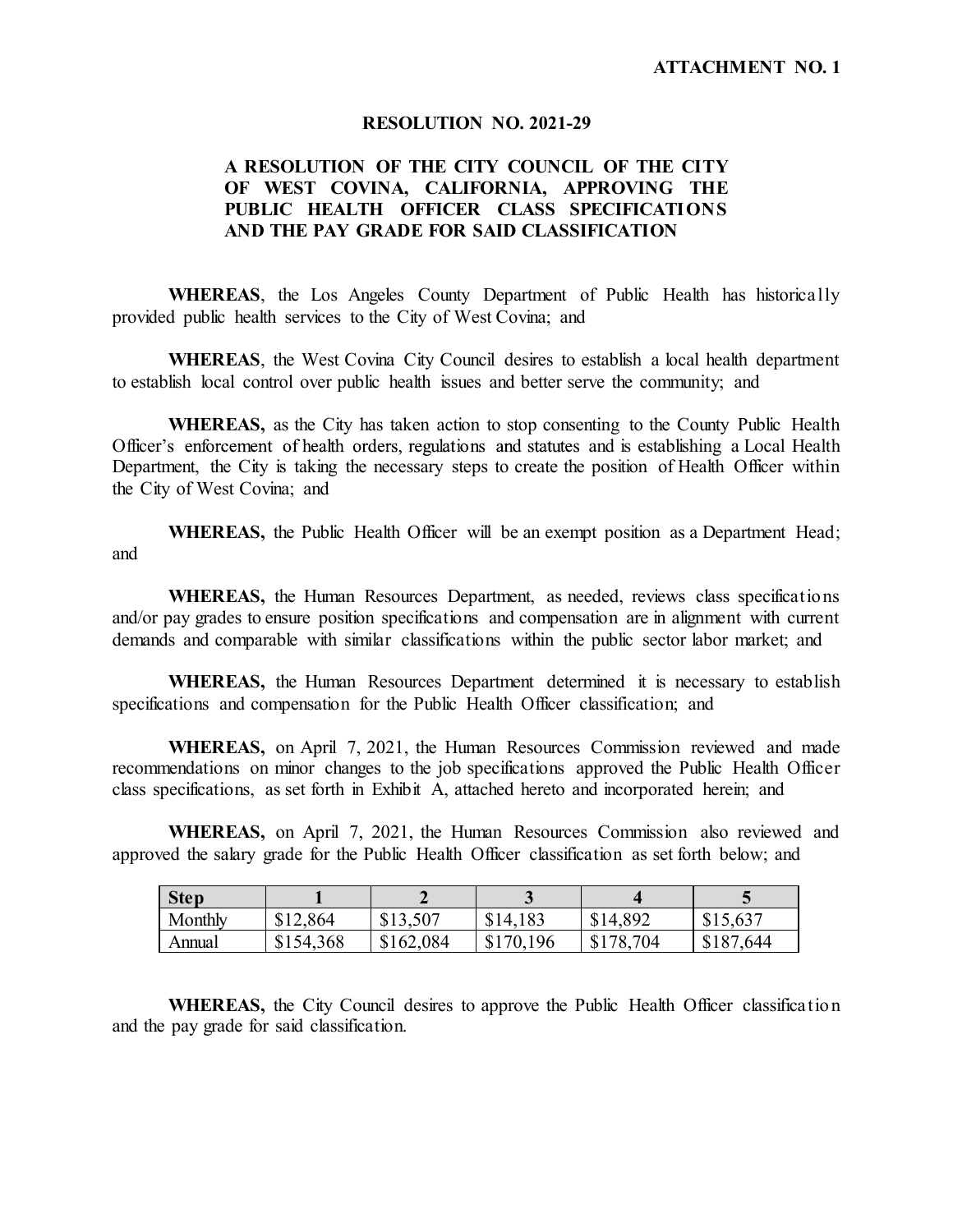**ATTACHMENT NO. 1**

# RESOLUTION NO. 2021-29

## A RESOLUTION OF THE CITY COUNCIL OF THE CITY OF WEST COVINA, CALIFORNIA, APPROVING THE PUBLIC HEALTH OFFICER CLASS SPECIFICATIONS AND THE PAY GRADE FOR SAID CLASSIFICATION

**WHEREAS**, the Los Angeles County Department of Public Health has historically provided public health services to the City of West Covina; and

**WHEREAS**, the West Covina City Council desires to establish a local health department to establish local control over public health issues and better serve the community; and

**WHEREAS,** as the City has taken action to stop consenting to the County Public Health Officer's enforcement of health orders, regulations and statutes and is establishing a Local Health Department, the City is taking the necessary steps to create the position of Health Officer within the City of West Covina; and

**WHEREAS,** the Public Health Officer will be an exempt position as a Department Head; and

**WHEREAS,** the Human Resources Department, as needed, reviews class specifications and/or pay grades to ensure position specifications and compensation are in alignment with current demands and comparable with similar classifications within the public sector labor market; and

**WHEREAS,** the Human Resources Department determined it is necessary to establish specifications and compensation for the Public Health Officer classification; and

**WHEREAS,** on April 7, 2021, the Human Resources Commission reviewed and made recommendations on minor changes to the job specifications approved the Public Health Officer class specifications, as set forth in Exhibit A, attached hereto and incorporated herein; and

**WHEREAS,** on April 7, 2021, the Human Resources Commission also reviewed and approved the salary grade for the Public Health Officer classification as set forth below; and

| **Step** | **1** | **2** | **3** | **4** | **5** |
|---|---|---|---|---|---|
| Monthly | $12,864 | $13,507 | $14,183 | $14,892 | $15,637 |
| Annual | $154,368 | $162,084 | $170,196 | $178,704 | $187,644 |

**WHEREAS,** the City Council desires to approve the Public Health Officer classification and the pay grade for said classification.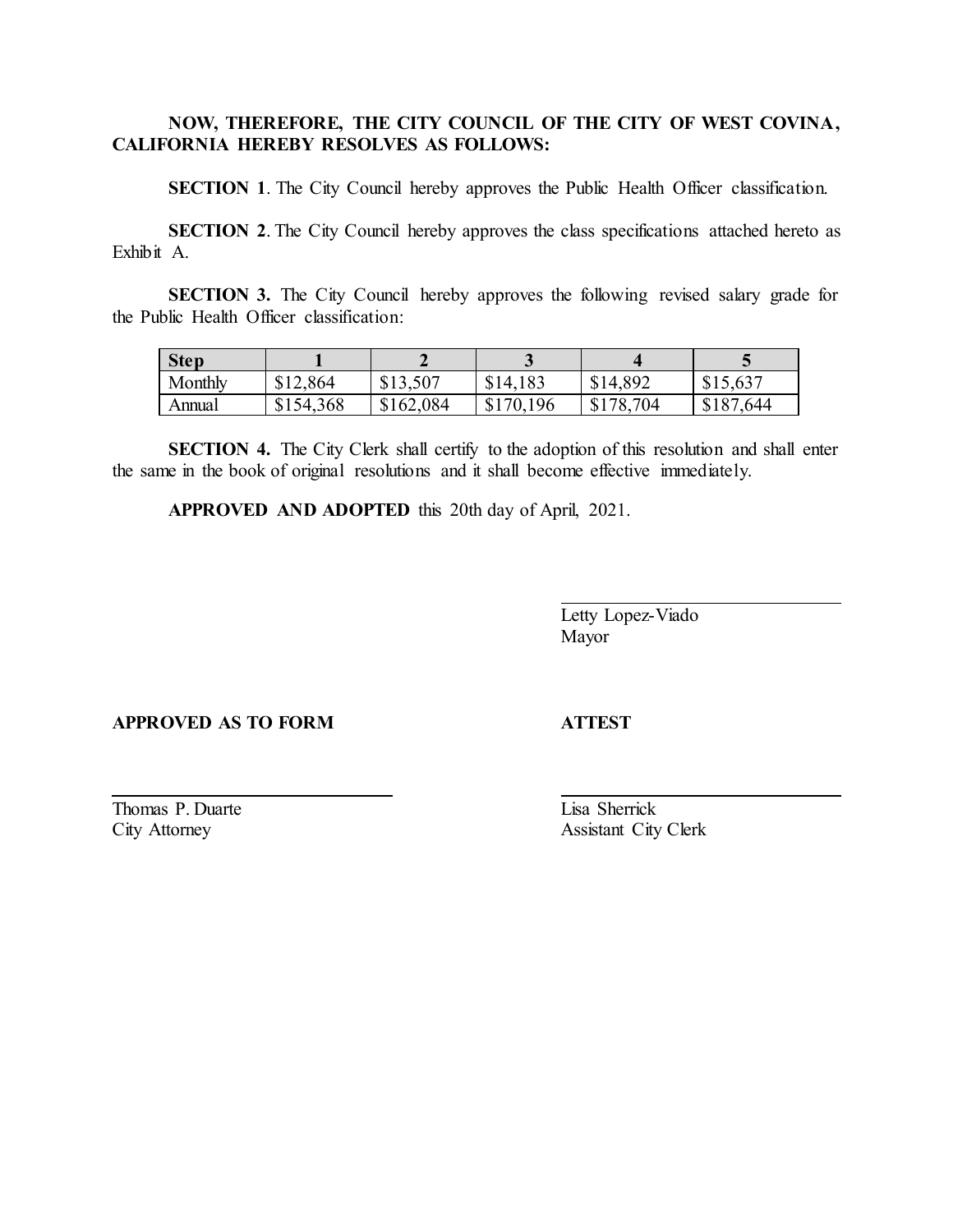**NOW, THEREFORE, THE CITY COUNCIL OF THE CITY OF WEST COVINA, CALIFORNIA HEREBY RESOLVES AS FOLLOWS:**

**SECTION 1**. The City Council hereby approves the Public Health Officer classification.

**SECTION 2**. The City Council hereby approves the class specifications attached hereto as Exhibit A.

**SECTION 3.** The City Council hereby approves the following revised salary grade for the Public Health Officer classification:

| **Step** | **1** | **2** | **3** | **4** | **5** |
|---|---|---|---|---|---|
| Monthly | $12,864 | $13,507 | $14,183 | $14,892 | $15,637 |
| Annual | $154,368 | $162,084 | $170,196 | $178,704 | $187,644 |

**SECTION 4.** The City Clerk shall certify to the adoption of this resolution and shall enter the same in the book of original resolutions and it shall become effective immediately.

**APPROVED AND ADOPTED** this 20th day of April, 2021.

Letty Lopez-Viado
Mayor

**APPROVED AS TO FORM**

Thomas P. Duarte
City Attorney

**ATTEST**

Lisa Sherrick
Assistant City Clerk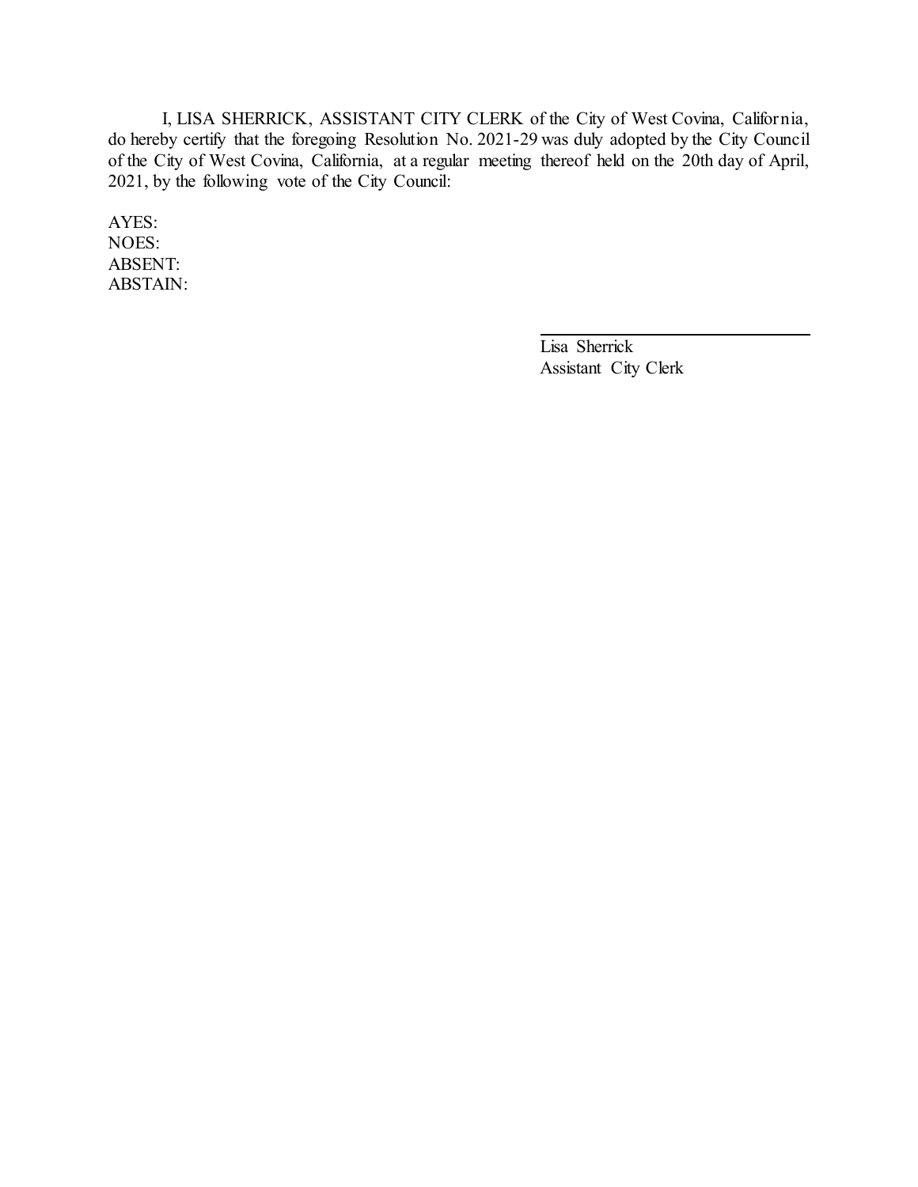I, LISA SHERRICK, ASSISTANT CITY CLERK of the City of West Covina, California, do hereby certify that the foregoing Resolution No. 2021-29 was duly adopted by the City Council of the City of West Covina, California, at a regular meeting thereof held on the 20th day of April, 2021, by the following vote of the City Council:

AYES:
NOES:
ABSENT:
ABSTAIN:

\_\_\_\_\_\_\_\_\_\_\_\_\_\_\_\_\_\_\_\_\_\_\_\_\_\_\_\_\_\_

Lisa Sherrick
Assistant City Clerk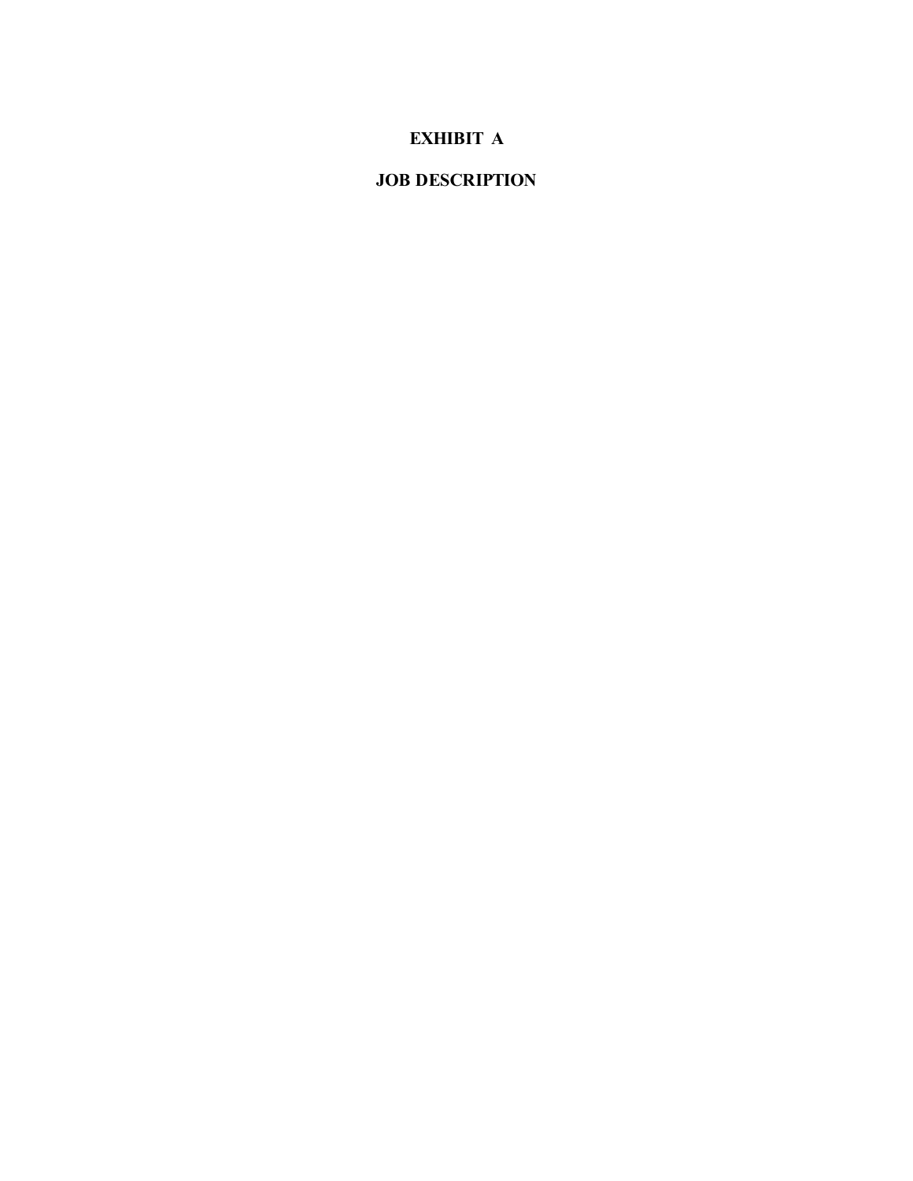# EXHIBIT A

# JOB DESCRIPTION